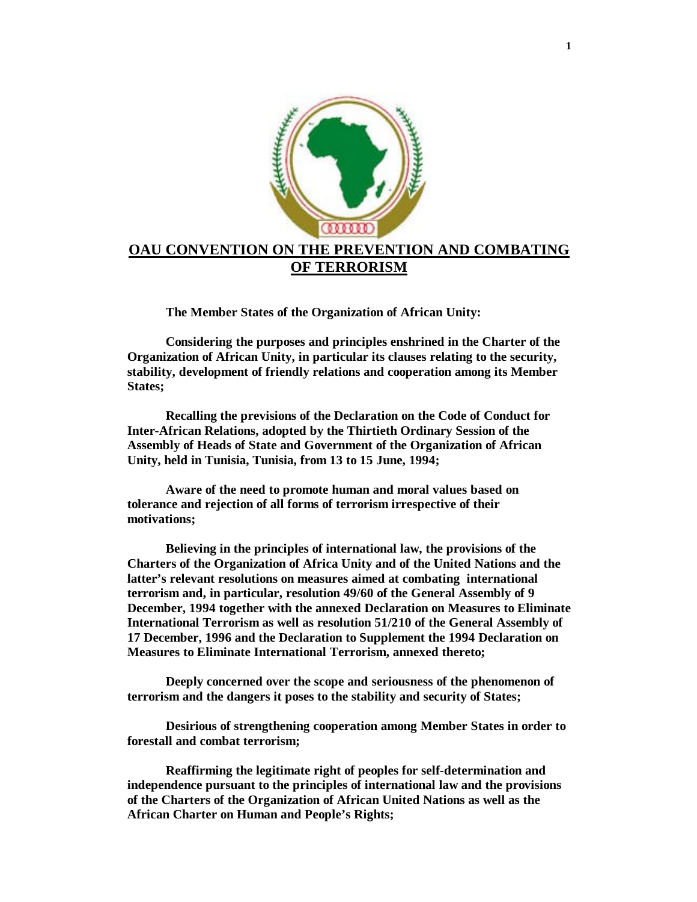# OAU CONVENTION ON THE PREVENTION AND COMBATING OF TERRORISM

**The Member States of the Organization of African Unity:**

**Considering the purposes and principles enshrined in the Charter of the Organization of African Unity, in particular its clauses relating to the security, stability, development of friendly relations and cooperation among its Member States;**

**Recalling the previsions of the Declaration on the Code of Conduct for Inter-African Relations, adopted by the Thirtieth Ordinary Session of the Assembly of Heads of State and Government of the Organization of African Unity, held in Tunisia, Tunisia, from 13 to 15 June, 1994;**

**Aware of the need to promote human and moral values based on tolerance and rejection of all forms of terrorism irrespective of their motivations;**

**Believing in the principles of international law, the provisions of the Charters of the Organization of Africa Unity and of the United Nations and the latter's relevant resolutions on measures aimed at combating international terrorism and, in particular, resolution 49/60 of the General Assembly of 9 December, 1994 together with the annexed Declaration on Measures to Eliminate International Terrorism as well as resolution 51/210 of the General Assembly of 17 December, 1996 and the Declaration to Supplement the 1994 Declaration on Measures to Eliminate International Terrorism, annexed thereto;**

**Deeply concerned over the scope and seriousness of the phenomenon of terrorism and the dangers it poses to the stability and security of States;**

**Desirious of strengthening cooperation among Member States in order to forestall and combat terrorism;**

**Reaffirming the legitimate right of peoples for self-determination and independence pursuant to the principles of international law and the provisions of the Charters of the Organization of African United Nations as well as the African Charter on Human and People's Rights;**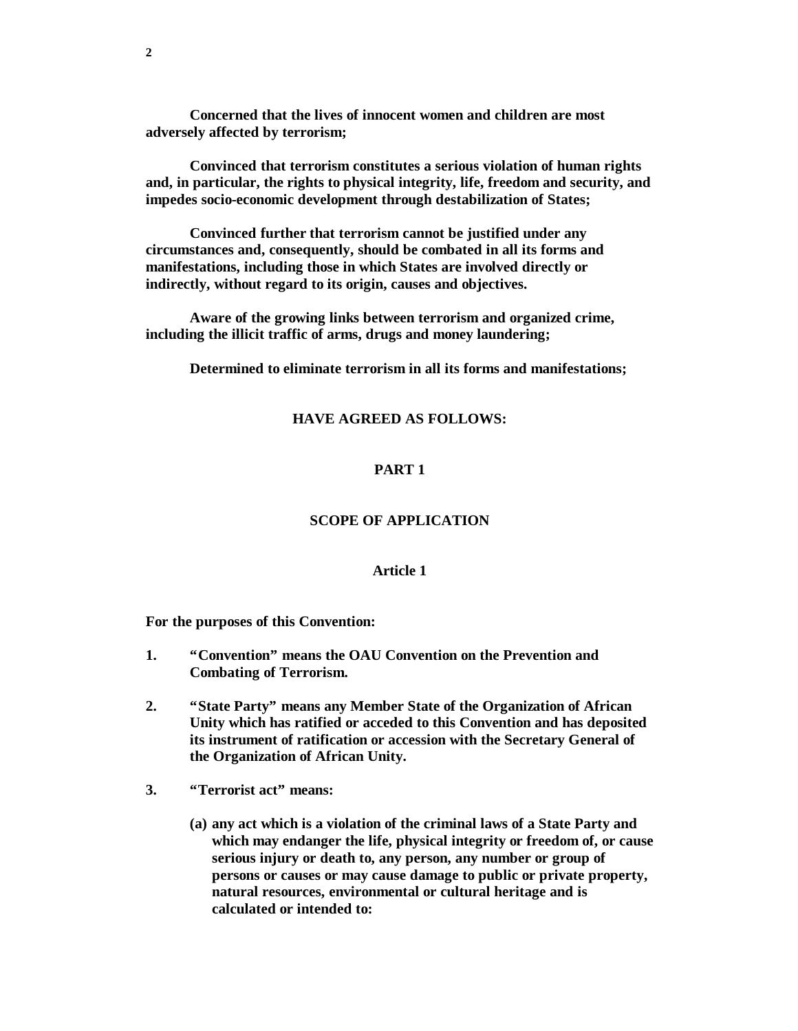**Concerned that the lives of innocent women and children are most adversely affected by terrorism;**

**Convinced that terrorism constitutes a serious violation of human rights and, in particular, the rights to physical integrity, life, freedom and security, and impedes socio-economic development through destabilization of States;**

**Convinced further that terrorism cannot be justified under any circumstances and, consequently, should be combated in all its forms and manifestations, including those in which States are involved directly or indirectly, without regard to its origin, causes and objectives.**

**Aware of the growing links between terrorism and organized crime, including the illicit traffic of arms, drugs and money laundering;**

**Determined to eliminate terrorism in all its forms and manifestations;**

**HAVE AGREED AS FOLLOWS:**

## PART 1

## SCOPE OF APPLICATION

### Article 1

**For the purposes of this Convention:**

1. **"Convention" means the OAU Convention on the Prevention and Combating of Terrorism.**

2. **"State Party" means any Member State of the Organization of African Unity which has ratified or acceded to this Convention and has deposited its instrument of ratification or accession with the Secretary General of the Organization of African Unity.**

3. **"Terrorist act" means:**

   **(a) any act which is a violation of the criminal laws of a State Party and which may endanger the life, physical integrity or freedom of, or cause serious injury or death to, any person, any number or group of persons or causes or may cause damage to public or private property, natural resources, environmental or cultural heritage and is calculated or intended to:**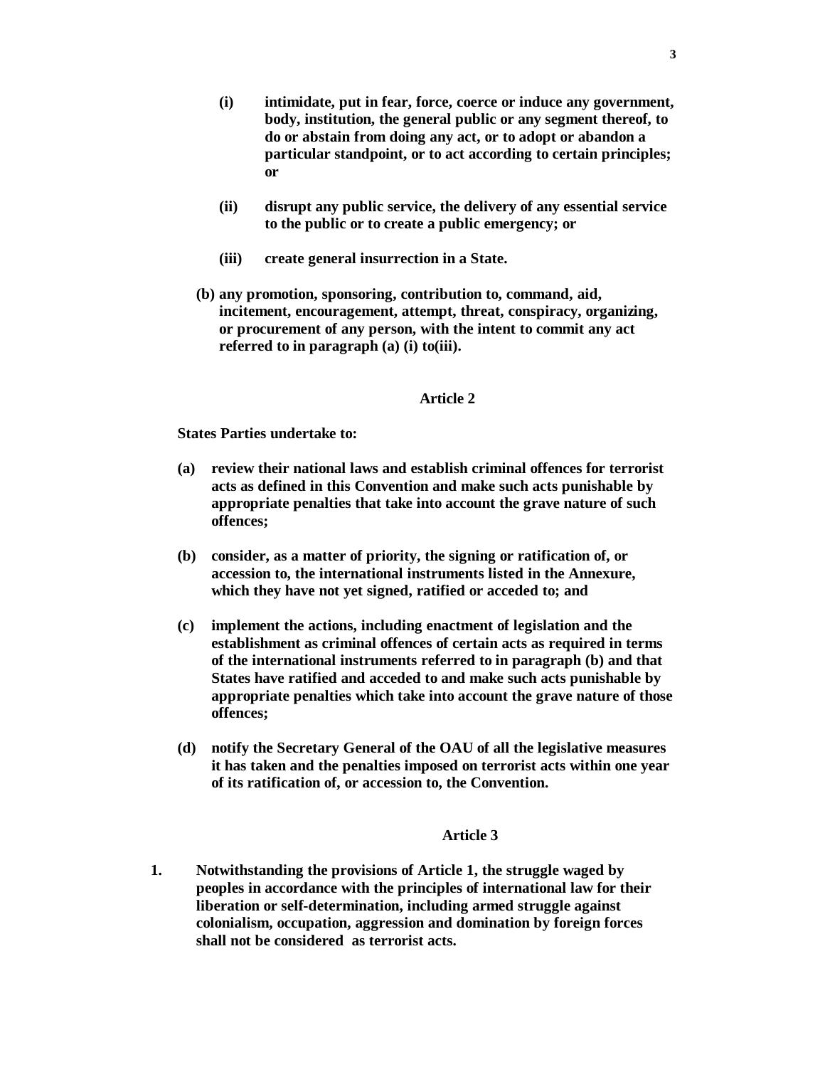(i) **intimidate, put in fear, force, coerce or induce any government, body, institution, the general public or any segment thereof, to do or abstain from doing any act, or to adopt or abandon a particular standpoint, or to act according to certain principles; or**

(ii) **disrupt any public service, the delivery of any essential service to the public or to create a public emergency; or**

(iii) **create general insurrection in a State.**

**(b) any promotion, sponsoring, contribution to, command, aid, incitement, encouragement, attempt, threat, conspiracy, organizing, or procurement of any person, with the intent to commit any act referred to in paragraph (a) (i) to(iii).**

## Article 2

**States Parties undertake to:**

**(a) review their national laws and establish criminal offences for terrorist acts as defined in this Convention and make such acts punishable by appropriate penalties that take into account the grave nature of such offences;**

**(b) consider, as a matter of priority, the signing or ratification of, or accession to, the international instruments listed in the Annexure, which they have not yet signed, ratified or acceded to; and**

**(c) implement the actions, including enactment of legislation and the establishment as criminal offences of certain acts as required in terms of the international instruments referred to in paragraph (b) and that States have ratified and acceded to and make such acts punishable by appropriate penalties which take into account the grave nature of those offences;**

**(d) notify the Secretary General of the OAU of all the legislative measures it has taken and the penalties imposed on terrorist acts within one year of its ratification of, or accession to, the Convention.**

## Article 3

**1. Notwithstanding the provisions of Article 1, the struggle waged by peoples in accordance with the principles of international law for their liberation or self-determination, including armed struggle against colonialism, occupation, aggression and domination by foreign forces shall not be considered as terrorist acts.**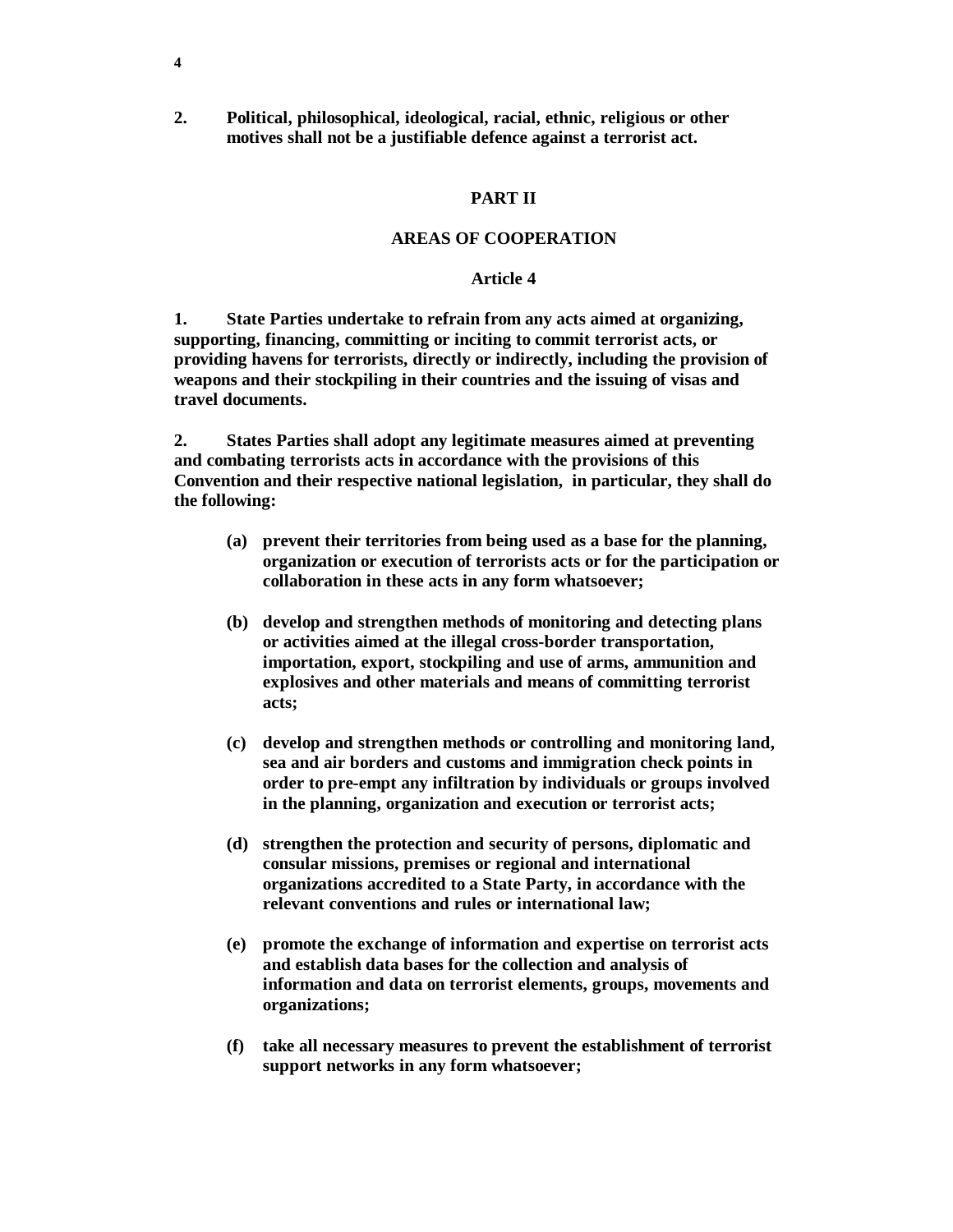**2. Political, philosophical, ideological, racial, ethnic, religious or other motives shall not be a justifiable defence against a terrorist act.**

## PART II

## AREAS OF COOPERATION

### Article 4

**1. State Parties undertake to refrain from any acts aimed at organizing, supporting, financing, committing or inciting to commit terrorist acts, or providing havens for terrorists, directly or indirectly, including the provision of weapons and their stockpiling in their countries and the issuing of visas and travel documents.**

**2. States Parties shall adopt any legitimate measures aimed at preventing and combating terrorists acts in accordance with the provisions of this Convention and their respective national legislation, in particular, they shall do the following:**

**(a) prevent their territories from being used as a base for the planning, organization or execution of terrorists acts or for the participation or collaboration in these acts in any form whatsoever;**

**(b) develop and strengthen methods of monitoring and detecting plans or activities aimed at the illegal cross-border transportation, importation, export, stockpiling and use of arms, ammunition and explosives and other materials and means of committing terrorist acts;**

**(c) develop and strengthen methods or controlling and monitoring land, sea and air borders and customs and immigration check points in order to pre-empt any infiltration by individuals or groups involved in the planning, organization and execution or terrorist acts;**

**(d) strengthen the protection and security of persons, diplomatic and consular missions, premises or regional and international organizations accredited to a State Party, in accordance with the relevant conventions and rules or international law;**

**(e) promote the exchange of information and expertise on terrorist acts and establish data bases for the collection and analysis of information and data on terrorist elements, groups, movements and organizations;**

**(f) take all necessary measures to prevent the establishment of terrorist support networks in any form whatsoever;**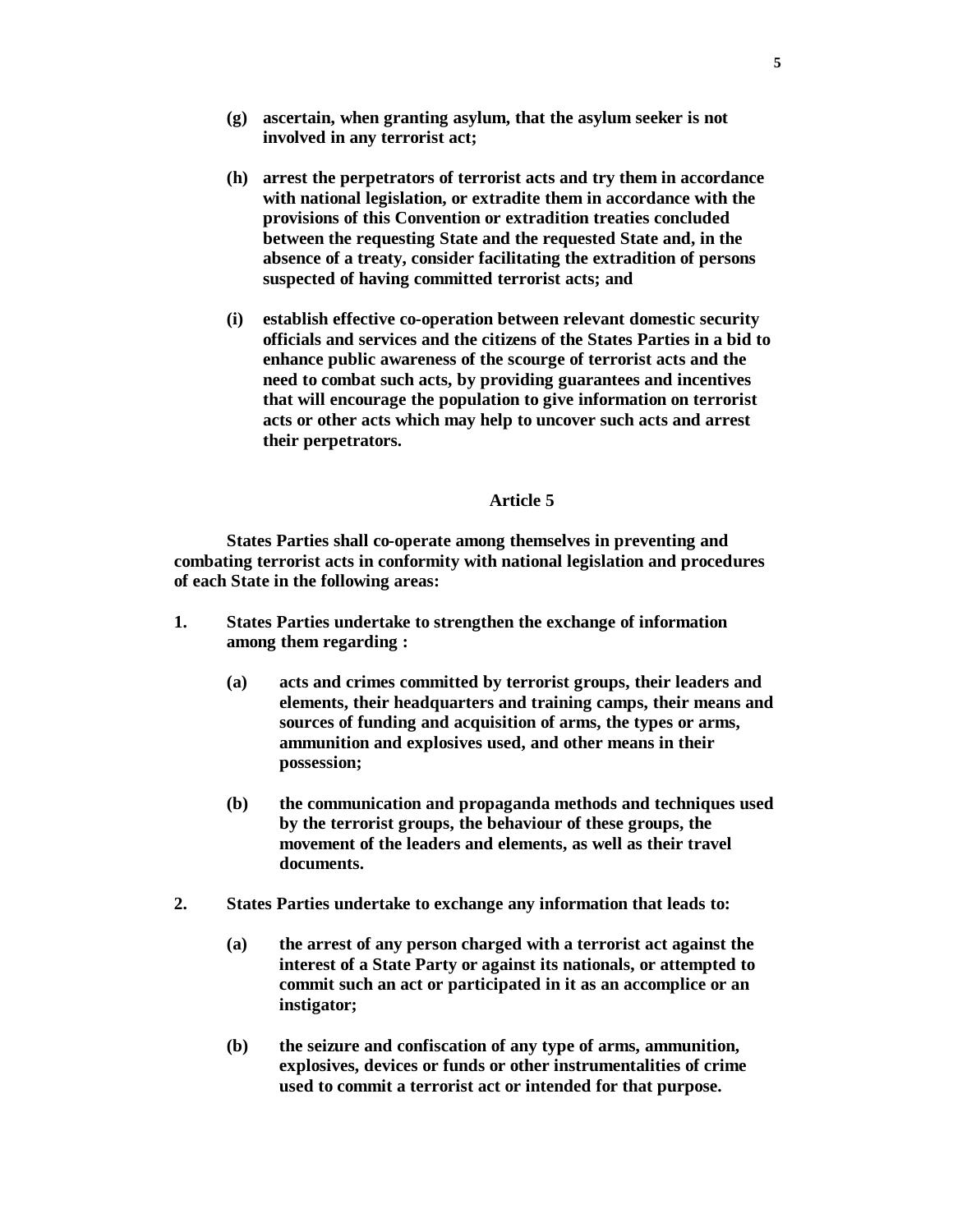**(g) ascertain, when granting asylum, that the asylum seeker is not involved in any terrorist act;**

**(h) arrest the perpetrators of terrorist acts and try them in accordance with national legislation, or extradite them in accordance with the provisions of this Convention or extradition treaties concluded between the requesting State and the requested State and, in the absence of a treaty, consider facilitating the extradition of persons suspected of having committed terrorist acts; and**

**(i) establish effective co-operation between relevant domestic security officials and services and the citizens of the States Parties in a bid to enhance public awareness of the scourge of terrorist acts and the need to combat such acts, by providing guarantees and incentives that will encourage the population to give information on terrorist acts or other acts which may help to uncover such acts and arrest their perpetrators.**

## Article 5

**States Parties shall co-operate among themselves in preventing and combating terrorist acts in conformity with national legislation and procedures of each State in the following areas:**

**1. States Parties undertake to strengthen the exchange of information among them regarding :**

**(a) acts and crimes committed by terrorist groups, their leaders and elements, their headquarters and training camps, their means and sources of funding and acquisition of arms, the types or arms, ammunition and explosives used, and other means in their possession;**

**(b) the communication and propaganda methods and techniques used by the terrorist groups, the behaviour of these groups, the movement of the leaders and elements, as well as their travel documents.**

**2. States Parties undertake to exchange any information that leads to:**

**(a) the arrest of any person charged with a terrorist act against the interest of a State Party or against its nationals, or attempted to commit such an act or participated in it as an accomplice or an instigator;**

**(b) the seizure and confiscation of any type of arms, ammunition, explosives, devices or funds or other instrumentalities of crime used to commit a terrorist act or intended for that purpose.**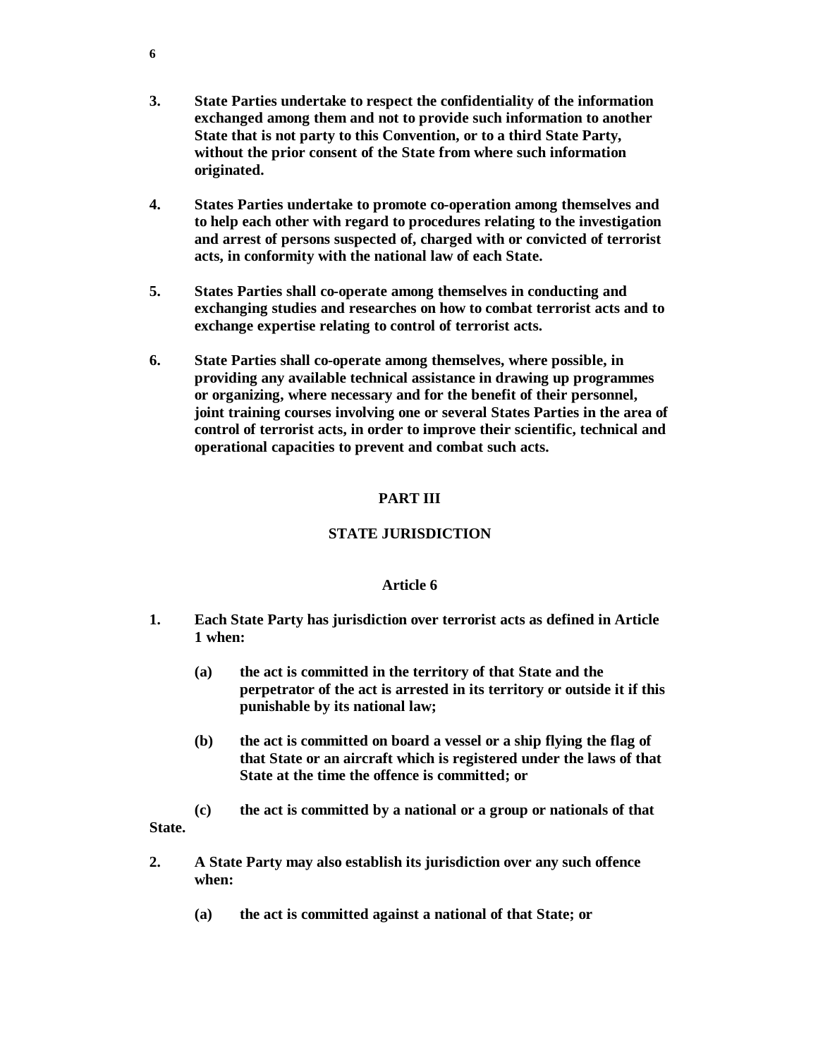**3.** **State Parties undertake to respect the confidentiality of the information exchanged among them and not to provide such information to another State that is not party to this Convention, or to a third State Party, without the prior consent of the State from where such information originated.**

**4.** **States Parties undertake to promote co-operation among themselves and to help each other with regard to procedures relating to the investigation and arrest of persons suspected of, charged with or convicted of terrorist acts, in conformity with the national law of each State.**

**5.** **States Parties shall co-operate among themselves in conducting and exchanging studies and researches on how to combat terrorist acts and to exchange expertise relating to control of terrorist acts.**

**6.** **State Parties shall co-operate among themselves, where possible, in providing any available technical assistance in drawing up programmes or organizing, where necessary and for the benefit of their personnel, joint training courses involving one or several States Parties in the area of control of terrorist acts, in order to improve their scientific, technical and operational capacities to prevent and combat such acts.**

## PART III

## STATE JURISDICTION

### Article 6

**1.** **Each State Party has jurisdiction over terrorist acts as defined in Article 1 when:**

- **(a)** **the act is committed in the territory of that State and the perpetrator of the act is arrested in its territory or outside it if this punishable by its national law;**

- **(b)** **the act is committed on board a vessel or a ship flying the flag of that State or an aircraft which is registered under the laws of that State at the time the offence is committed; or**

- **(c)** **the act is committed by a national or a group or nationals of that State.**

**2.** **A State Party may also establish its jurisdiction over any such offence when:**

- **(a)** **the act is committed against a national of that State; or**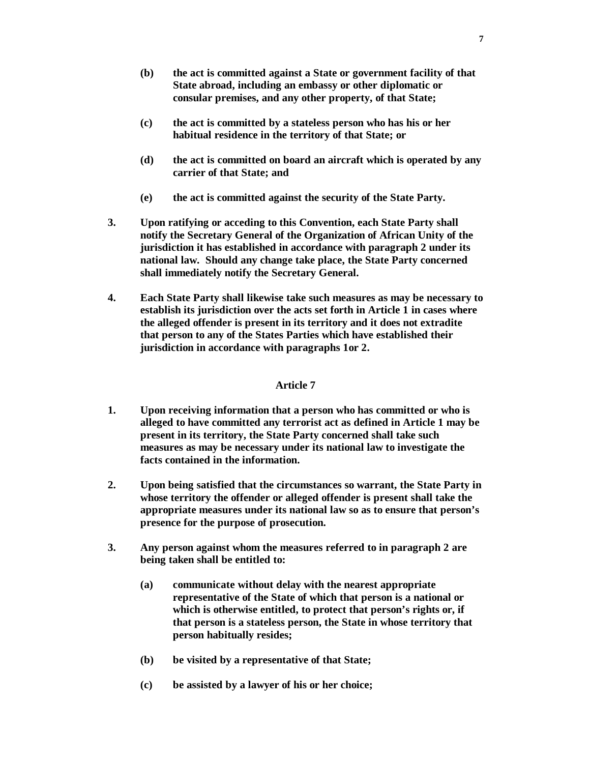**(b) the act is committed against a State or government facility of that State abroad, including an embassy or other diplomatic or consular premises, and any other property, of that State;**

**(c) the act is committed by a stateless person who has his or her habitual residence in the territory of that State; or**

**(d) the act is committed on board an aircraft which is operated by any carrier of that State; and**

**(e) the act is committed against the security of the State Party.**

**3. Upon ratifying or acceding to this Convention, each State Party shall notify the Secretary General of the Organization of African Unity of the jurisdiction it has established in accordance with paragraph 2 under its national law. Should any change take place, the State Party concerned shall immediately notify the Secretary General.**

**4. Each State Party shall likewise take such measures as may be necessary to establish its jurisdiction over the acts set forth in Article 1 in cases where the alleged offender is present in its territory and it does not extradite that person to any of the States Parties which have established their jurisdiction in accordance with paragraphs 1or 2.**

## Article 7

**1. Upon receiving information that a person who has committed or who is alleged to have committed any terrorist act as defined in Article 1 may be present in its territory, the State Party concerned shall take such measures as may be necessary under its national law to investigate the facts contained in the information.**

**2. Upon being satisfied that the circumstances so warrant, the State Party in whose territory the offender or alleged offender is present shall take the appropriate measures under its national law so as to ensure that person's presence for the purpose of prosecution.**

**3. Any person against whom the measures referred to in paragraph 2 are being taken shall be entitled to:**

**(a) communicate without delay with the nearest appropriate representative of the State of which that person is a national or which is otherwise entitled, to protect that person's rights or, if that person is a stateless person, the State in whose territory that person habitually resides;**

**(b) be visited by a representative of that State;**

**(c) be assisted by a lawyer of his or her choice;**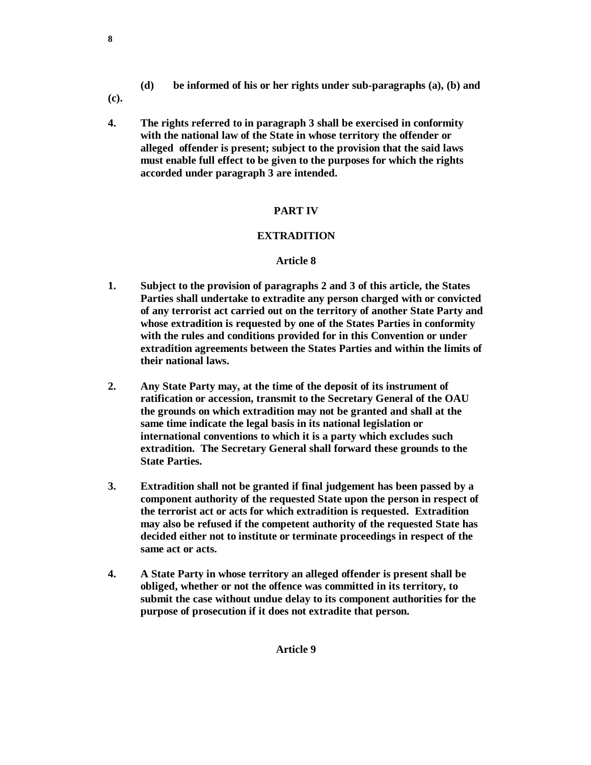**(d) be informed of his or her rights under sub-paragraphs (a), (b) and (c).**

**4. The rights referred to in paragraph 3 shall be exercised in conformity with the national law of the State in whose territory the offender or alleged offender is present; subject to the provision that the said laws must enable full effect to be given to the purposes for which the rights accorded under paragraph 3 are intended.**

## PART IV

## EXTRADITION

### Article 8

**1. Subject to the provision of paragraphs 2 and 3 of this article, the States Parties shall undertake to extradite any person charged with or convicted of any terrorist act carried out on the territory of another State Party and whose extradition is requested by one of the States Parties in conformity with the rules and conditions provided for in this Convention or under extradition agreements between the States Parties and within the limits of their national laws.**

**2. Any State Party may, at the time of the deposit of its instrument of ratification or accession, transmit to the Secretary General of the OAU the grounds on which extradition may not be granted and shall at the same time indicate the legal basis in its national legislation or international conventions to which it is a party which excludes such extradition. The Secretary General shall forward these grounds to the State Parties.**

**3. Extradition shall not be granted if final judgement has been passed by a component authority of the requested State upon the person in respect of the terrorist act or acts for which extradition is requested. Extradition may also be refused if the competent authority of the requested State has decided either not to institute or terminate proceedings in respect of the same act or acts.**

**4. A State Party in whose territory an alleged offender is present shall be obliged, whether or not the offence was committed in its territory, to submit the case without undue delay to its component authorities for the purpose of prosecution if it does not extradite that person.**

### Article 9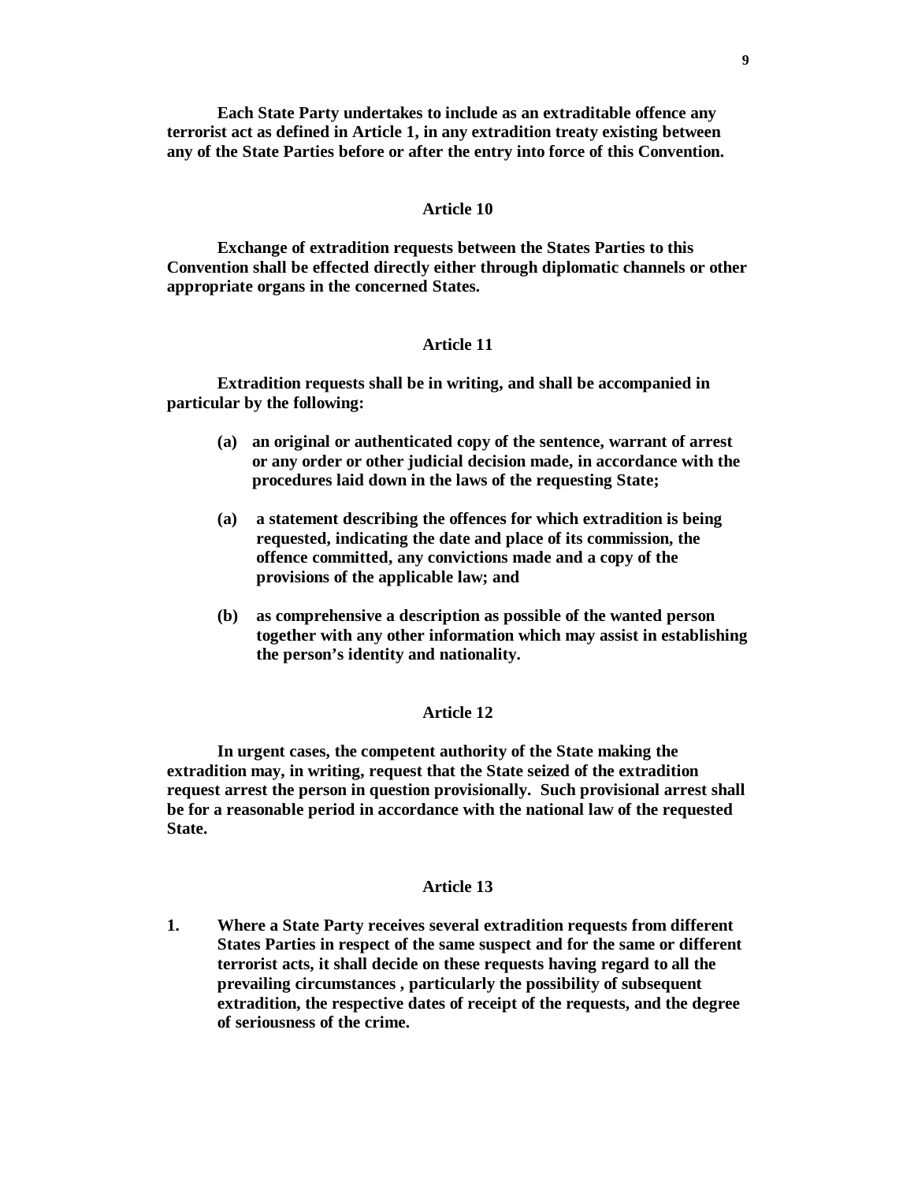**Each State Party undertakes to include as an extraditable offence any terrorist act as defined in Article 1, in any extradition treaty existing between any of the State Parties before or after the entry into force of this Convention.**

### Article 10

**Exchange of extradition requests between the States Parties to this Convention shall be effected directly either through diplomatic channels or other appropriate organs in the concerned States.**

### Article 11

**Extradition requests shall be in writing, and shall be accompanied in particular by the following:**

- **(a) an original or authenticated copy of the sentence, warrant of arrest or any order or other judicial decision made, in accordance with the procedures laid down in the laws of the requesting State;**

- **(a) a statement describing the offences for which extradition is being requested, indicating the date and place of its commission, the offence committed, any convictions made and a copy of the provisions of the applicable law; and**

- **(b) as comprehensive a description as possible of the wanted person together with any other information which may assist in establishing the person's identity and nationality.**

### Article 12

**In urgent cases, the competent authority of the State making the extradition may, in writing, request that the State seized of the extradition request arrest the person in question provisionally. Such provisional arrest shall be for a reasonable period in accordance with the national law of the requested State.**

### Article 13

1. **Where a State Party receives several extradition requests from different States Parties in respect of the same suspect and for the same or different terrorist acts, it shall decide on these requests having regard to all the prevailing circumstances , particularly the possibility of subsequent extradition, the respective dates of receipt of the requests, and the degree of seriousness of the crime.**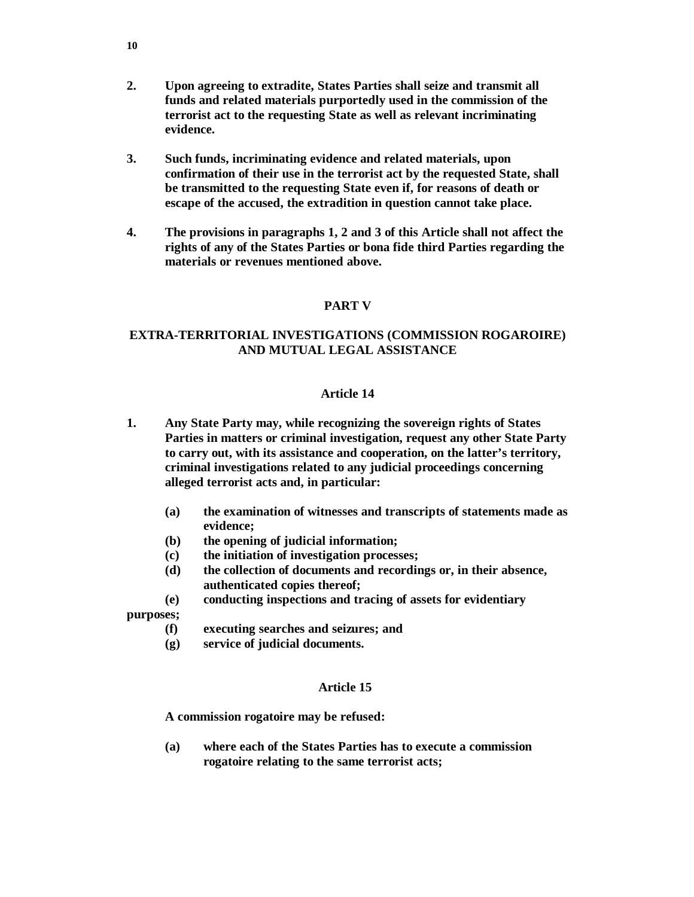**2. Upon agreeing to extradite, States Parties shall seize and transmit all funds and related materials purportedly used in the commission of the terrorist act to the requesting State as well as relevant incriminating evidence.**

**3. Such funds, incriminating evidence and related materials, upon confirmation of their use in the terrorist act by the requested State, shall be transmitted to the requesting State even if, for reasons of death or escape of the accused, the extradition in question cannot take place.**

**4. The provisions in paragraphs 1, 2 and 3 of this Article shall not affect the rights of any of the States Parties or bona fide third Parties regarding the materials or revenues mentioned above.**

## PART V

## EXTRA-TERRITORIAL INVESTIGATIONS (COMMISSION ROGAROIRE) AND MUTUAL LEGAL ASSISTANCE

### Article 14

**1. Any State Party may, while recognizing the sovereign rights of States Parties in matters or criminal investigation, request any other State Party to carry out, with its assistance and cooperation, on the latter's territory, criminal investigations related to any judicial proceedings concerning alleged terrorist acts and, in particular:**

**(a) the examination of witnesses and transcripts of statements made as evidence;**
**(b) the opening of judicial information;**
**(c) the initiation of investigation processes;**
**(d) the collection of documents and recordings or, in their absence, authenticated copies thereof;**
**(e) conducting inspections and tracing of assets for evidentiary purposes;**
**(f) executing searches and seizures; and**
**(g) service of judicial documents.**

### Article 15

**A commission rogatoire may be refused:**

**(a) where each of the States Parties has to execute a commission rogatoire relating to the same terrorist acts;**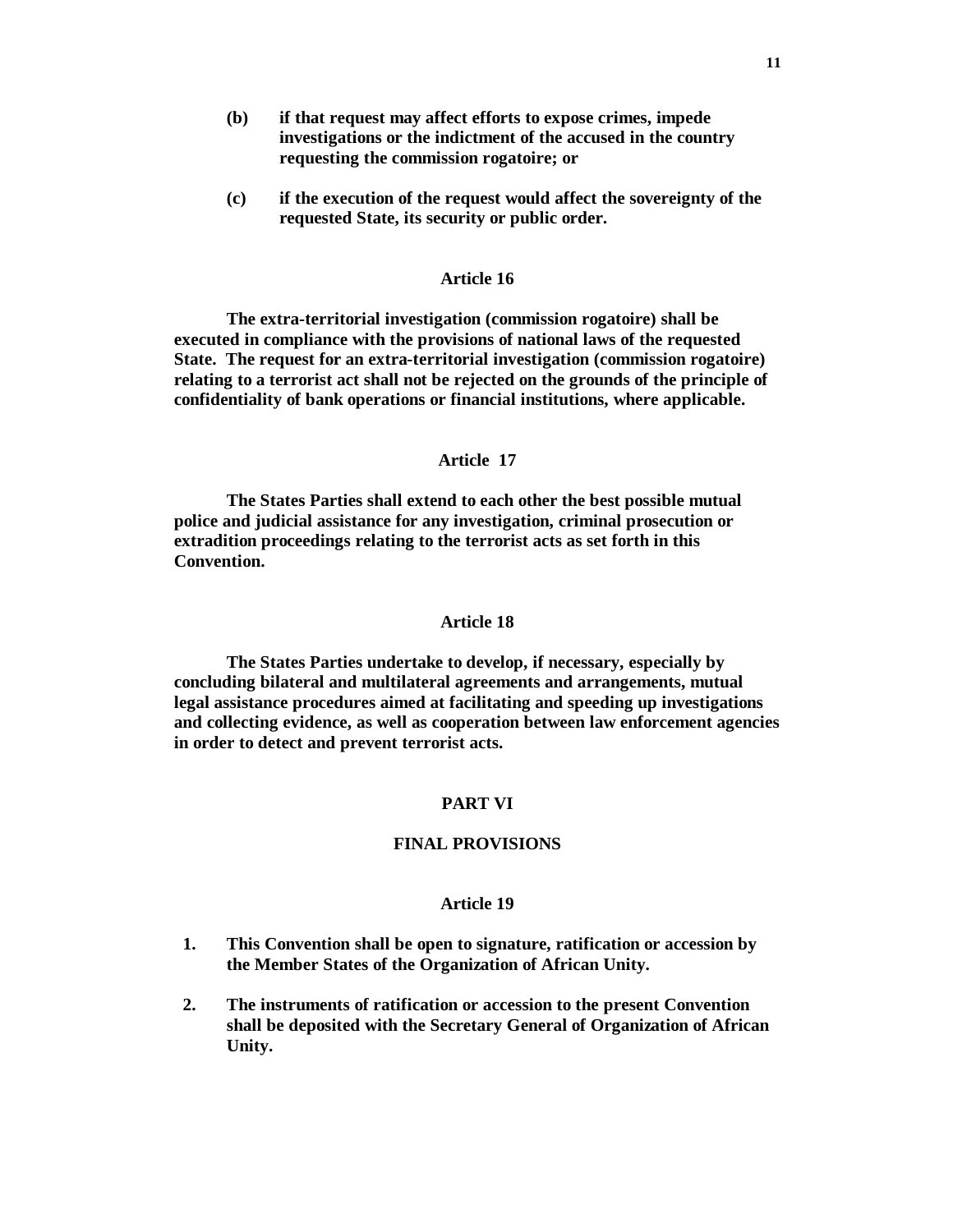**(b)** **if that request may affect efforts to expose crimes, impede investigations or the indictment of the accused in the country requesting the commission rogatoire; or**

**(c)** **if the execution of the request would affect the sovereignty of the requested State, its security or public order.**

### Article 16

**The extra-territorial investigation (commission rogatoire) shall be executed in compliance with the provisions of national laws of the requested State. The request for an extra-territorial investigation (commission rogatoire) relating to a terrorist act shall not be rejected on the grounds of the principle of confidentiality of bank operations or financial institutions, where applicable.**

### Article 17

**The States Parties shall extend to each other the best possible mutual police and judicial assistance for any investigation, criminal prosecution or extradition proceedings relating to the terrorist acts as set forth in this Convention.**

### Article 18

**The States Parties undertake to develop, if necessary, especially by concluding bilateral and multilateral agreements and arrangements, mutual legal assistance procedures aimed at facilitating and speeding up investigations and collecting evidence, as well as cooperation between law enforcement agencies in order to detect and prevent terrorist acts.**

## PART VI

## FINAL PROVISIONS

### Article 19

1. **This Convention shall be open to signature, ratification or accession by the Member States of the Organization of African Unity.**

2. **The instruments of ratification or accession to the present Convention shall be deposited with the Secretary General of Organization of African Unity.**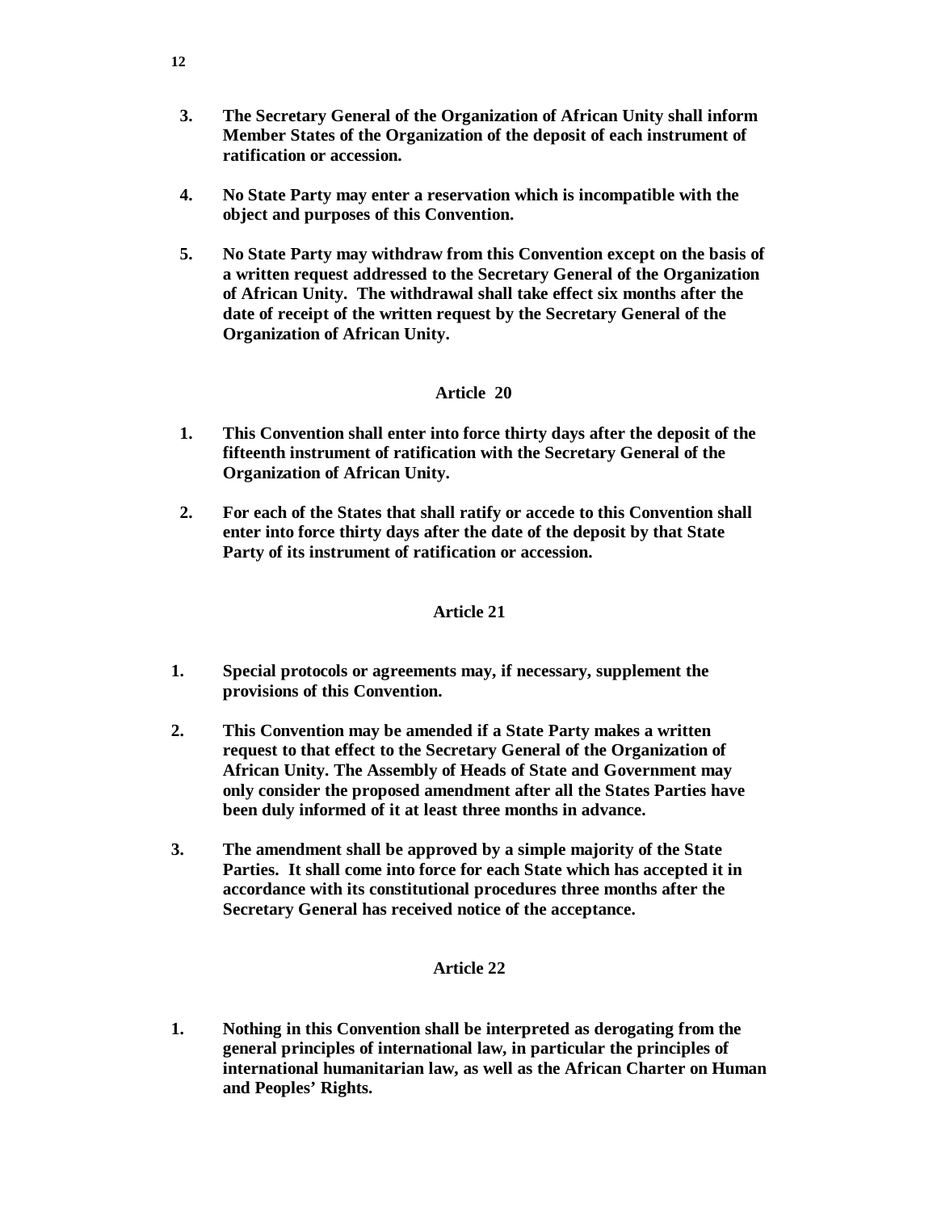3. **The Secretary General of the Organization of African Unity shall inform Member States of the Organization of the deposit of each instrument of ratification or accession.**

4. **No State Party may enter a reservation which is incompatible with the object and purposes of this Convention.**

5. **No State Party may withdraw from this Convention except on the basis of a written request addressed to the Secretary General of the Organization of African Unity. The withdrawal shall take effect six months after the date of receipt of the written request by the Secretary General of the Organization of African Unity.**

### Article 20

1. **This Convention shall enter into force thirty days after the deposit of the fifteenth instrument of ratification with the Secretary General of the Organization of African Unity.**

2. **For each of the States that shall ratify or accede to this Convention shall enter into force thirty days after the date of the deposit by that State Party of its instrument of ratification or accession.**

### Article 21

1. **Special protocols or agreements may, if necessary, supplement the provisions of this Convention.**

2. **This Convention may be amended if a State Party makes a written request to that effect to the Secretary General of the Organization of African Unity. The Assembly of Heads of State and Government may only consider the proposed amendment after all the States Parties have been duly informed of it at least three months in advance.**

3. **The amendment shall be approved by a simple majority of the State Parties. It shall come into force for each State which has accepted it in accordance with its constitutional procedures three months after the Secretary General has received notice of the acceptance.**

### Article 22

1. **Nothing in this Convention shall be interpreted as derogating from the general principles of international law, in particular the principles of international humanitarian law, as well as the African Charter on Human and Peoples' Rights.**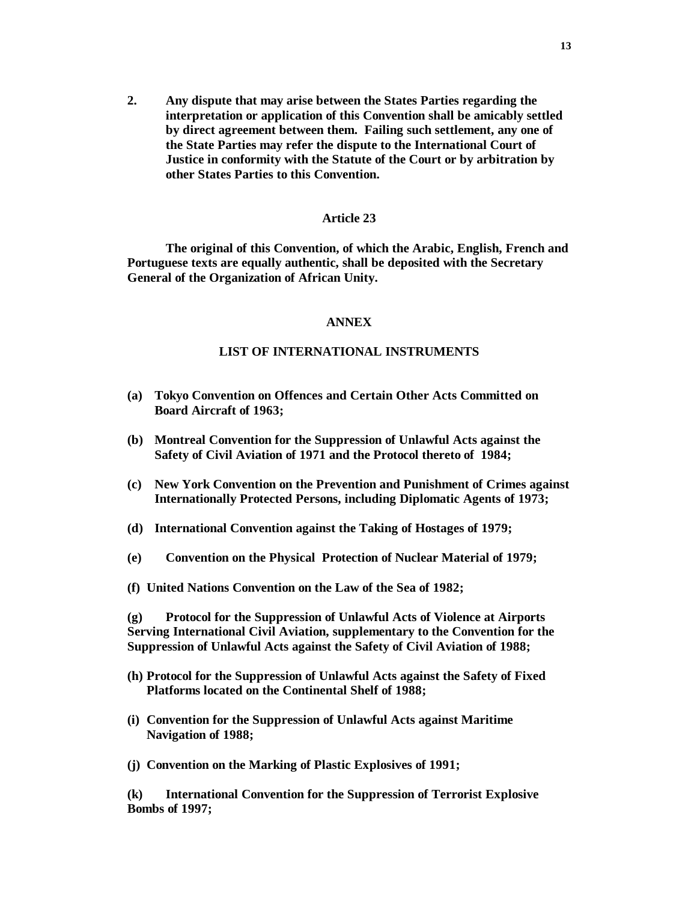**2. Any dispute that may arise between the States Parties regarding the interpretation or application of this Convention shall be amicably settled by direct agreement between them. Failing such settlement, any one of the State Parties may refer the dispute to the International Court of Justice in conformity with the Statute of the Court or by arbitration by other States Parties to this Convention.**

## Article 23

**The original of this Convention, of which the Arabic, English, French and Portuguese texts are equally authentic, shall be deposited with the Secretary General of the Organization of African Unity.**

## ANNEX

## LIST OF INTERNATIONAL INSTRUMENTS

**(a) Tokyo Convention on Offences and Certain Other Acts Committed on Board Aircraft of 1963;**

**(b) Montreal Convention for the Suppression of Unlawful Acts against the Safety of Civil Aviation of 1971 and the Protocol thereto of 1984;**

**(c) New York Convention on the Prevention and Punishment of Crimes against Internationally Protected Persons, including Diplomatic Agents of 1973;**

**(d) International Convention against the Taking of Hostages of 1979;**

**(e) Convention on the Physical Protection of Nuclear Material of 1979;**

**(f) United Nations Convention on the Law of the Sea of 1982;**

**(g) Protocol for the Suppression of Unlawful Acts of Violence at Airports Serving International Civil Aviation, supplementary to the Convention for the Suppression of Unlawful Acts against the Safety of Civil Aviation of 1988;**

**(h) Protocol for the Suppression of Unlawful Acts against the Safety of Fixed Platforms located on the Continental Shelf of 1988;**

**(i) Convention for the Suppression of Unlawful Acts against Maritime Navigation of 1988;**

**(j) Convention on the Marking of Plastic Explosives of 1991;**

**(k) International Convention for the Suppression of Terrorist Explosive Bombs of 1997;**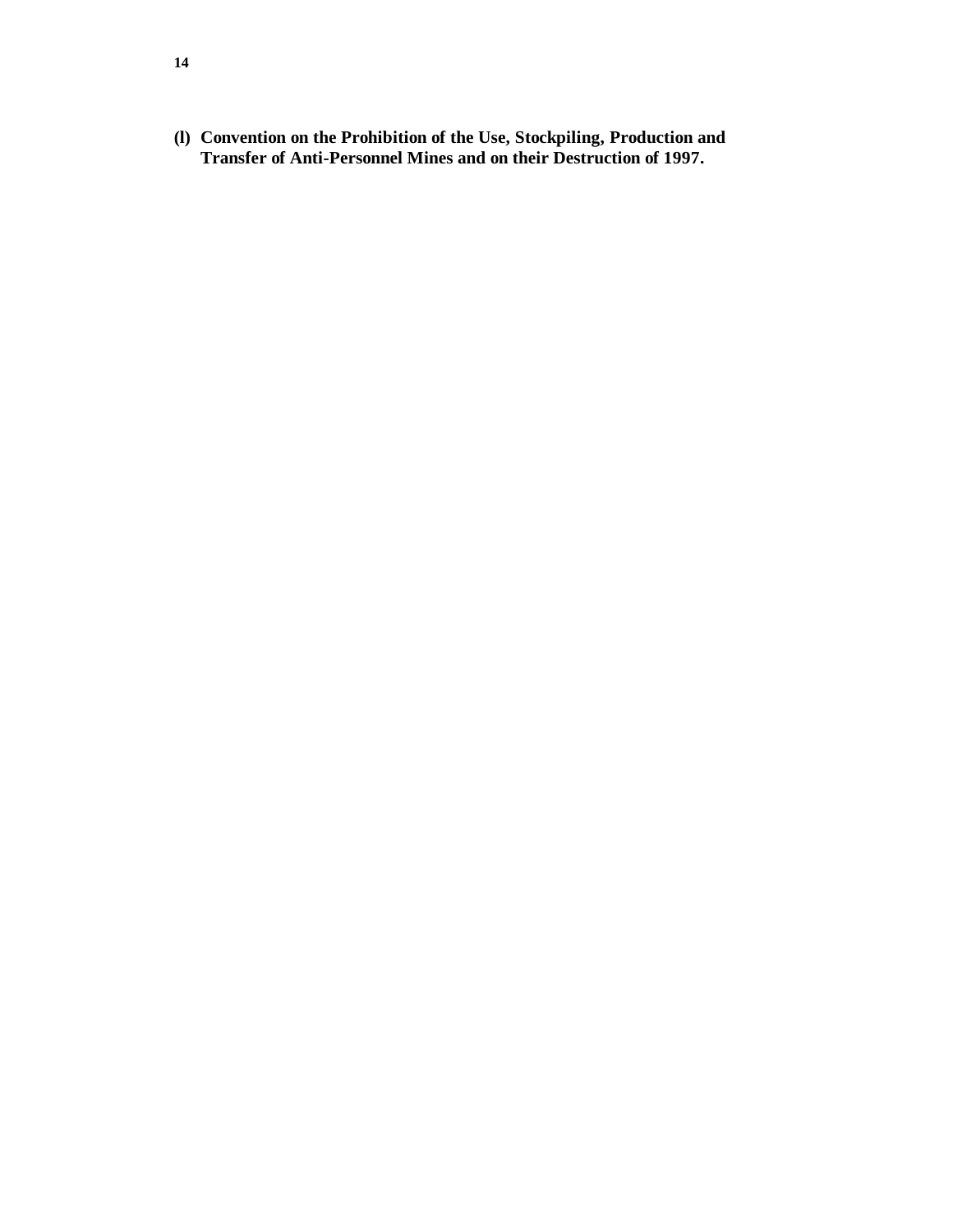**(l) Convention on the Prohibition of the Use, Stockpiling, Production and Transfer of Anti-Personnel Mines and on their Destruction of 1997.**